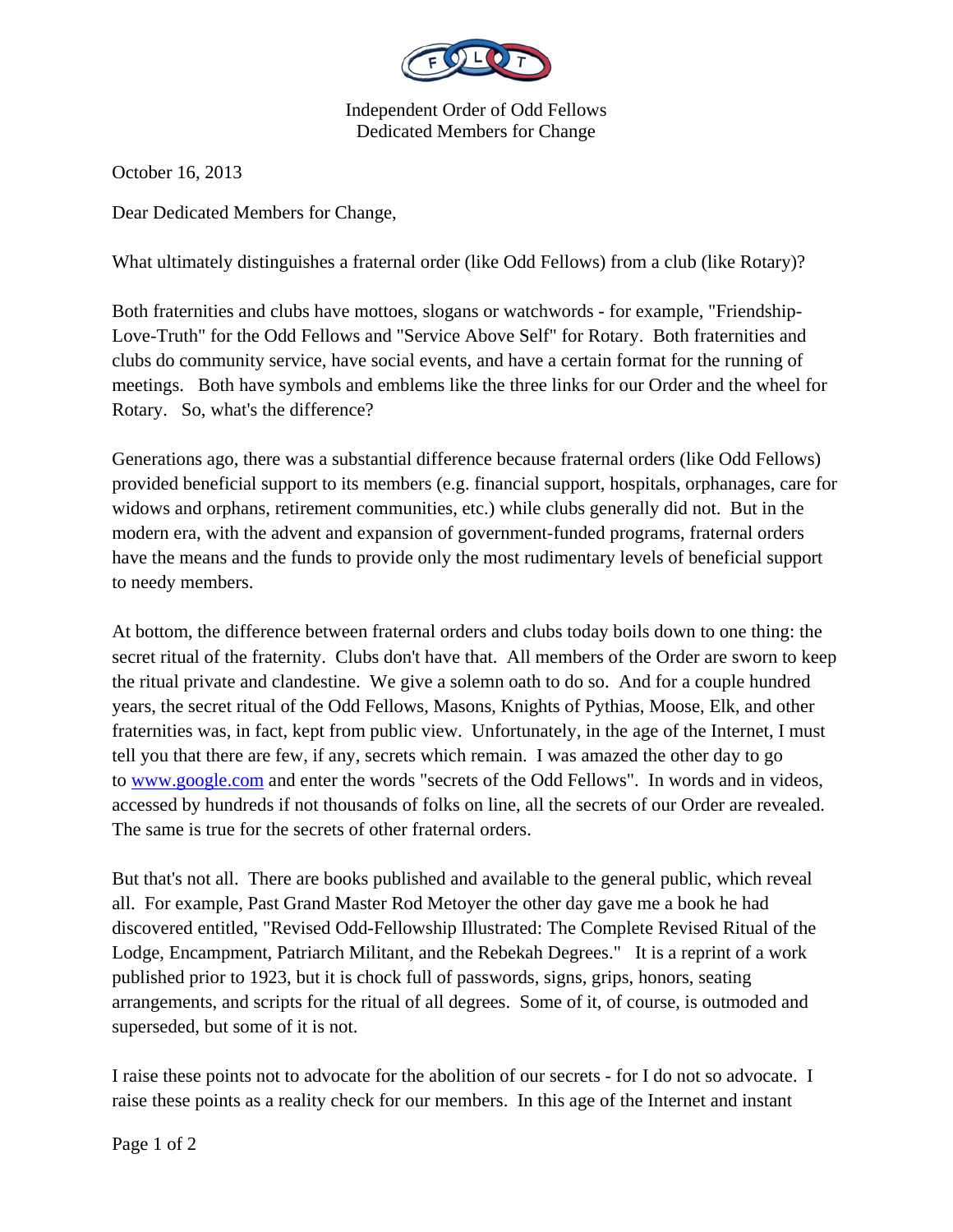Independent Order of Odd Fellows
Dedicated Members for Change

October 16, 2013

Dear Dedicated Members for Change,

What ultimately distinguishes a fraternal order (like Odd Fellows) from a club (like Rotary)?

Both fraternities and clubs have mottoes, slogans or watchwords - for example, "Friendship-Love-Truth" for the Odd Fellows and "Service Above Self" for Rotary. Both fraternities and clubs do community service, have social events, and have a certain format for the running of meetings. Both have symbols and emblems like the three links for our Order and the wheel for Rotary. So, what's the difference?

Generations ago, there was a substantial difference because fraternal orders (like Odd Fellows) provided beneficial support to its members (e.g. financial support, hospitals, orphanages, care for widows and orphans, retirement communities, etc.) while clubs generally did not. But in the modern era, with the advent and expansion of government-funded programs, fraternal orders have the means and the funds to provide only the most rudimentary levels of beneficial support to needy members.

At bottom, the difference between fraternal orders and clubs today boils down to one thing: the secret ritual of the fraternity. Clubs don't have that. All members of the Order are sworn to keep the ritual private and clandestine. We give a solemn oath to do so. And for a couple hundred years, the secret ritual of the Odd Fellows, Masons, Knights of Pythias, Moose, Elk, and other fraternities was, in fact, kept from public view. Unfortunately, in the age of the Internet, I must tell you that there are few, if any, secrets which remain. I was amazed the other day to go to www.google.com and enter the words "secrets of the Odd Fellows". In words and in videos, accessed by hundreds if not thousands of folks on line, all the secrets of our Order are revealed. The same is true for the secrets of other fraternal orders.

But that's not all. There are books published and available to the general public, which reveal all. For example, Past Grand Master Rod Metoyer the other day gave me a book he had discovered entitled, "Revised Odd-Fellowship Illustrated: The Complete Revised Ritual of the Lodge, Encampment, Patriarch Militant, and the Rebekah Degrees." It is a reprint of a work published prior to 1923, but it is chock full of passwords, signs, grips, honors, seating arrangements, and scripts for the ritual of all degrees. Some of it, of course, is outmoded and superseded, but some of it is not.

I raise these points not to advocate for the abolition of our secrets - for I do not so advocate. I raise these points as a reality check for our members. In this age of the Internet and instant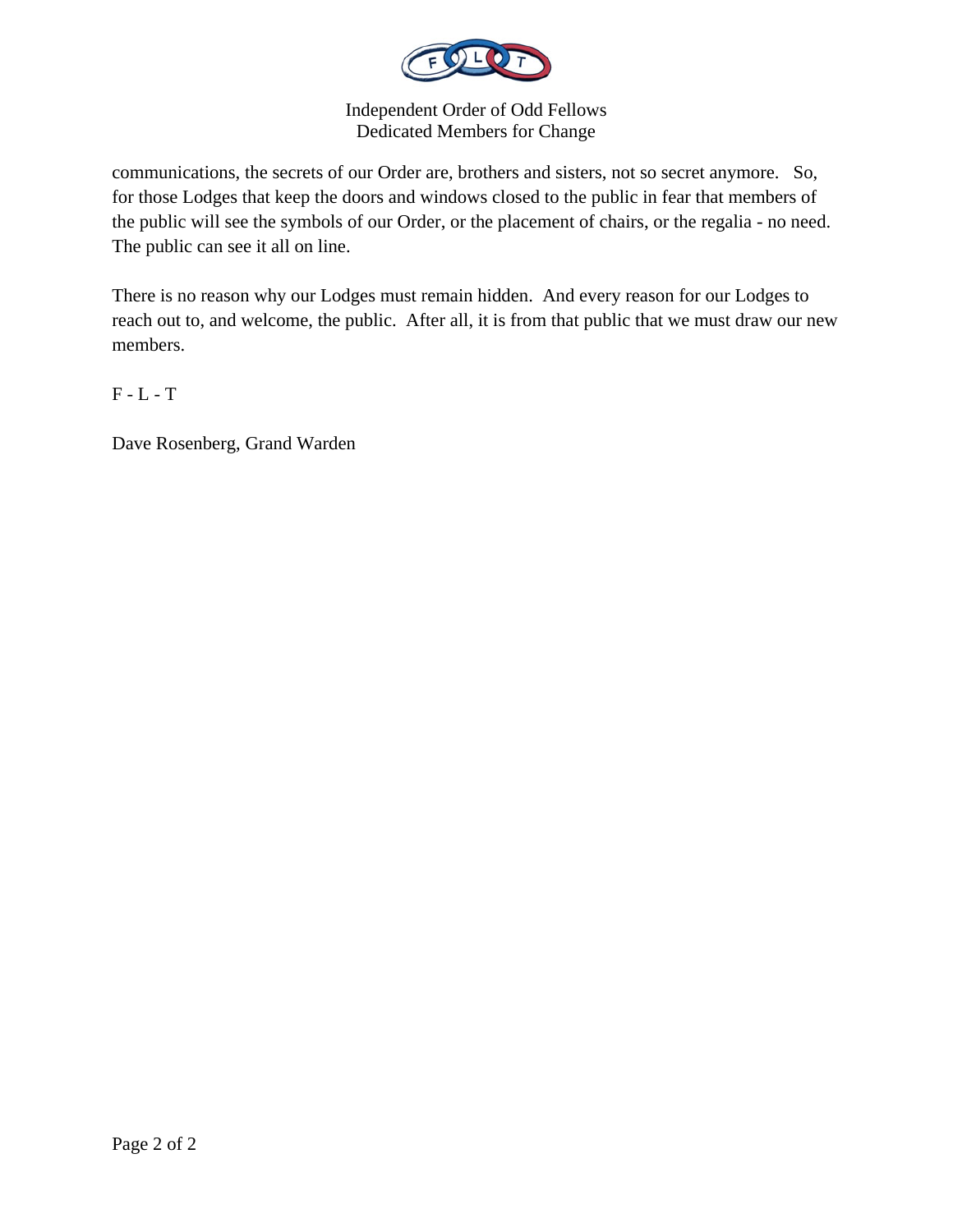communications, the secrets of our Order are, brothers and sisters, not so secret anymore. So, for those Lodges that keep the doors and windows closed to the public in fear that members of the public will see the symbols of our Order, or the placement of chairs, or the regalia - no need. The public can see it all on line.

There is no reason why our Lodges must remain hidden. And every reason for our Lodges to reach out to, and welcome, the public. After all, it is from that public that we must draw our new members.

F - L - T

Dave Rosenberg, Grand Warden